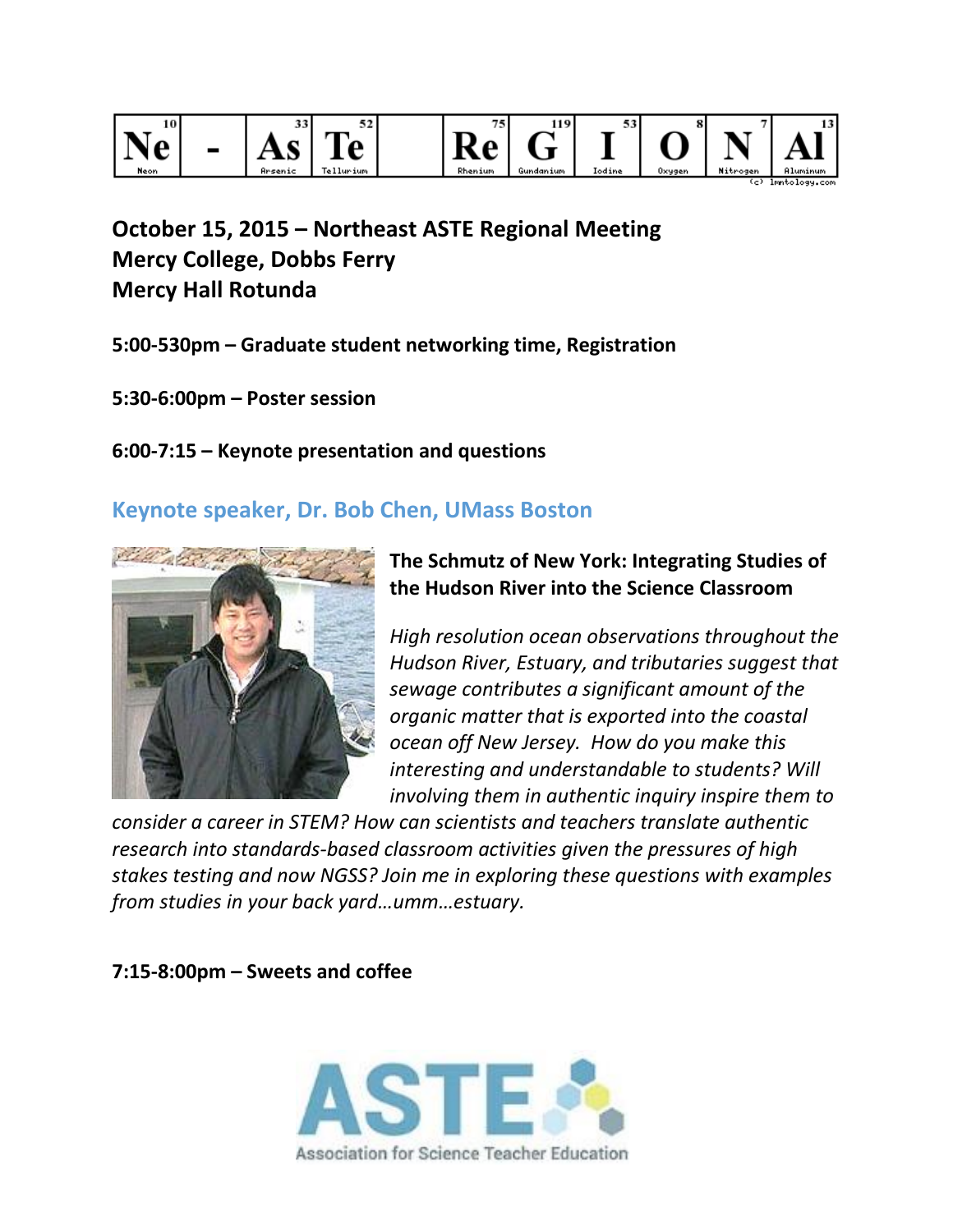# Ne - As Te ReG I O N Al

**October 15, 2015 – Northeast ASTE Regional Meeting**
**Mercy College, Dobbs Ferry**
**Mercy Hall Rotunda**

**5:00-530pm – Graduate student networking time, Registration**

**5:30-6:00pm – Poster session**

**6:00-7:15 – Keynote presentation and questions**

## Keynote speaker, Dr. Bob Chen, UMass Boston

**The Schmutz of New York: Integrating Studies of the Hudson River into the Science Classroom**

*High resolution ocean observations throughout the Hudson River, Estuary, and tributaries suggest that sewage contributes a significant amount of the organic matter that is exported into the coastal ocean off New Jersey. How do you make this interesting and understandable to students? Will involving them in authentic inquiry inspire them to consider a career in STEM? How can scientists and teachers translate authentic research into standards-based classroom activities given the pressures of high stakes testing and now NGSS? Join me in exploring these questions with examples from studies in your back yard…umm…estuary.*

**7:15-8:00pm – Sweets and coffee**

ASTE
Association for Science Teacher Education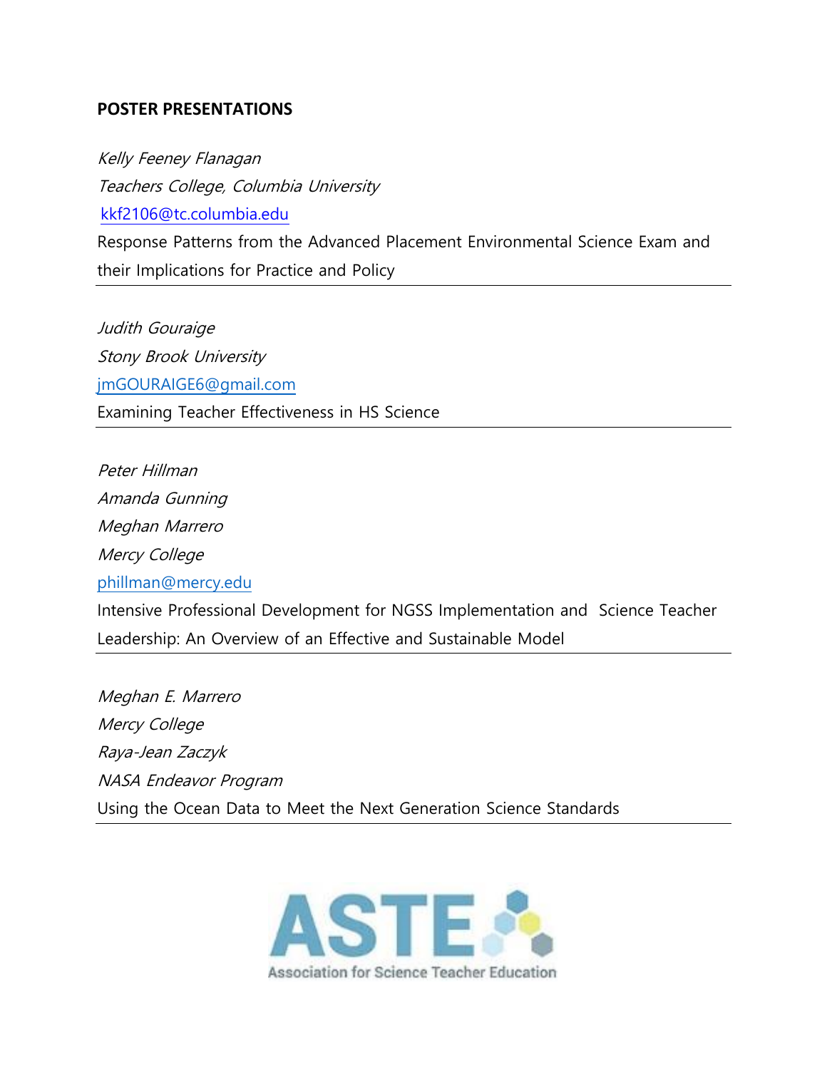## POSTER PRESENTATIONS

*Kelly Feeney Flanagan*
*Teachers College, Columbia University*
kkf2106@tc.columbia.edu
Response Patterns from the Advanced Placement Environmental Science Exam and their Implications for Practice and Policy

---

*Judith Gouraige*
*Stony Brook University*
jmGOURAIGE6@gmail.com
Examining Teacher Effectiveness in HS Science

---

*Peter Hillman*
*Amanda Gunning*
*Meghan Marrero*
*Mercy College*
phillman@mercy.edu
Intensive Professional Development for NGSS Implementation and Science Teacher Leadership: An Overview of an Effective and Sustainable Model

---

*Meghan E. Marrero*
*Mercy College*
*Raya-Jean Zaczyk*
*NASA Endeavor Program*
Using the Ocean Data to Meet the Next Generation Science Standards

---

ASTE
Association for Science Teacher Education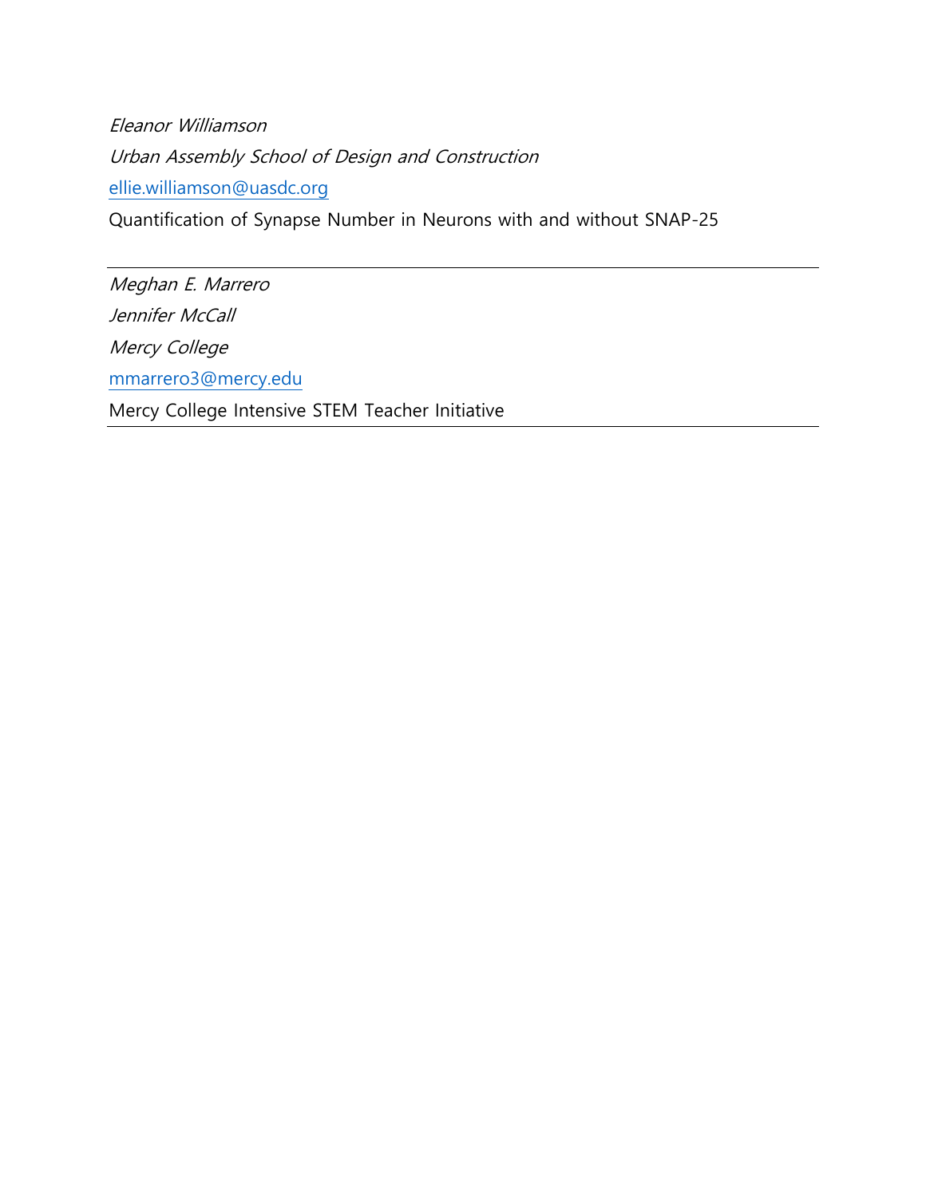*Eleanor Williamson*

*Urban Assembly School of Design and Construction*

ellie.williamson@uasdc.org

Quantification of Synapse Number in Neurons with and without SNAP-25

---

*Meghan E. Marrero*

*Jennifer McCall*

*Mercy College*

mmarrero3@mercy.edu

Mercy College Intensive STEM Teacher Initiative

---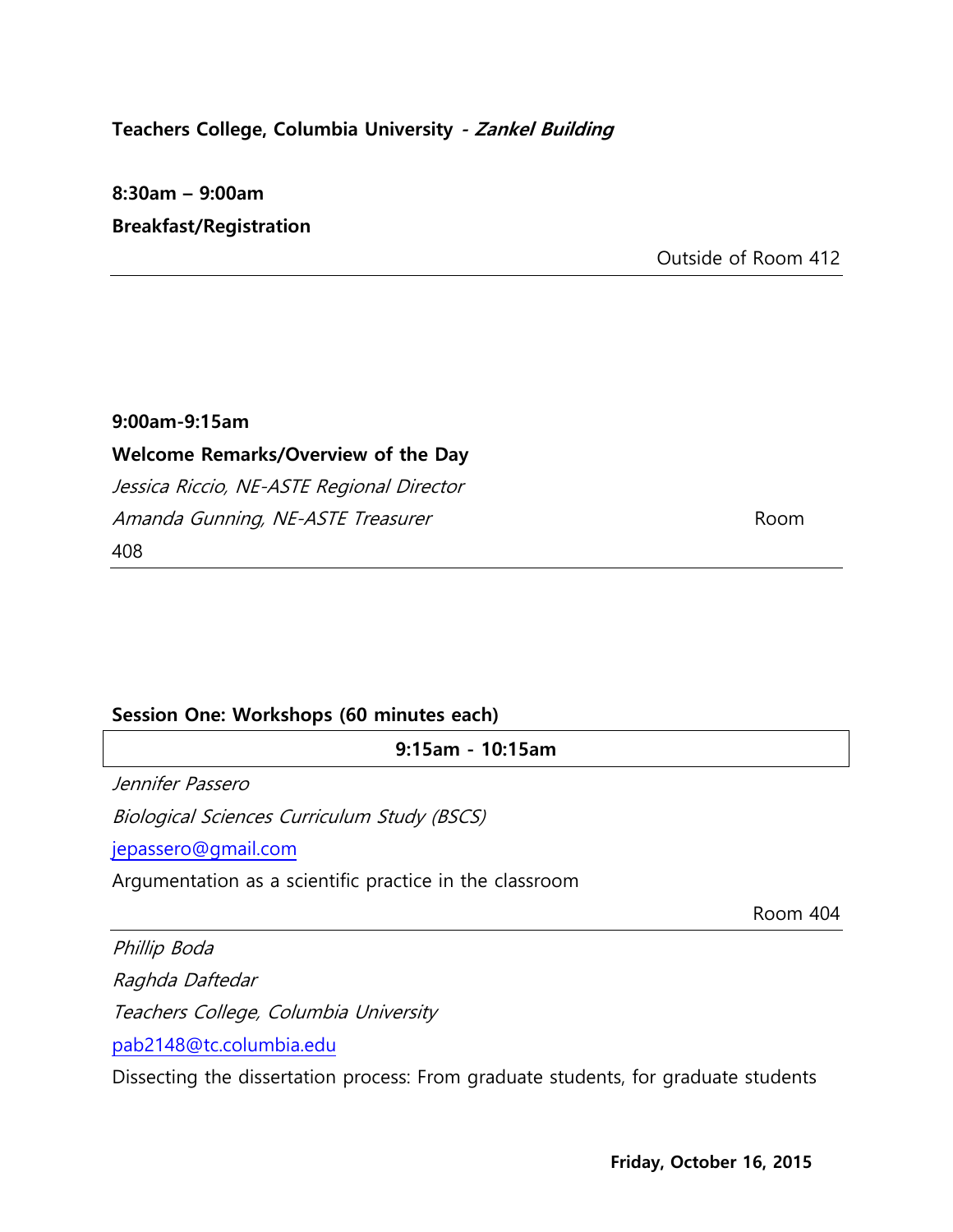**Teachers College, Columbia University** - ***Zankel Building***

**8:30am – 9:00am**

**Breakfast/Registration**

Outside of Room 412

---

**9:00am-9:15am**

**Welcome Remarks/Overview of the Day**

*Jessica Riccio, NE-ASTE Regional Director*

*Amanda Gunning, NE-ASTE Treasurer*

Room 408

---

**Session One: Workshops (60 minutes each)**

**9:15am - 10:15am**

*Jennifer Passero*

*Biological Sciences Curriculum Study (BSCS)*

jepassero@gmail.com

Argumentation as a scientific practice in the classroom

Room 404

---

*Phillip Boda*

*Raghda Daftedar*

*Teachers College, Columbia University*

pab2148@tc.columbia.edu

Dissecting the dissertation process: From graduate students, for graduate students

**Friday, October 16, 2015**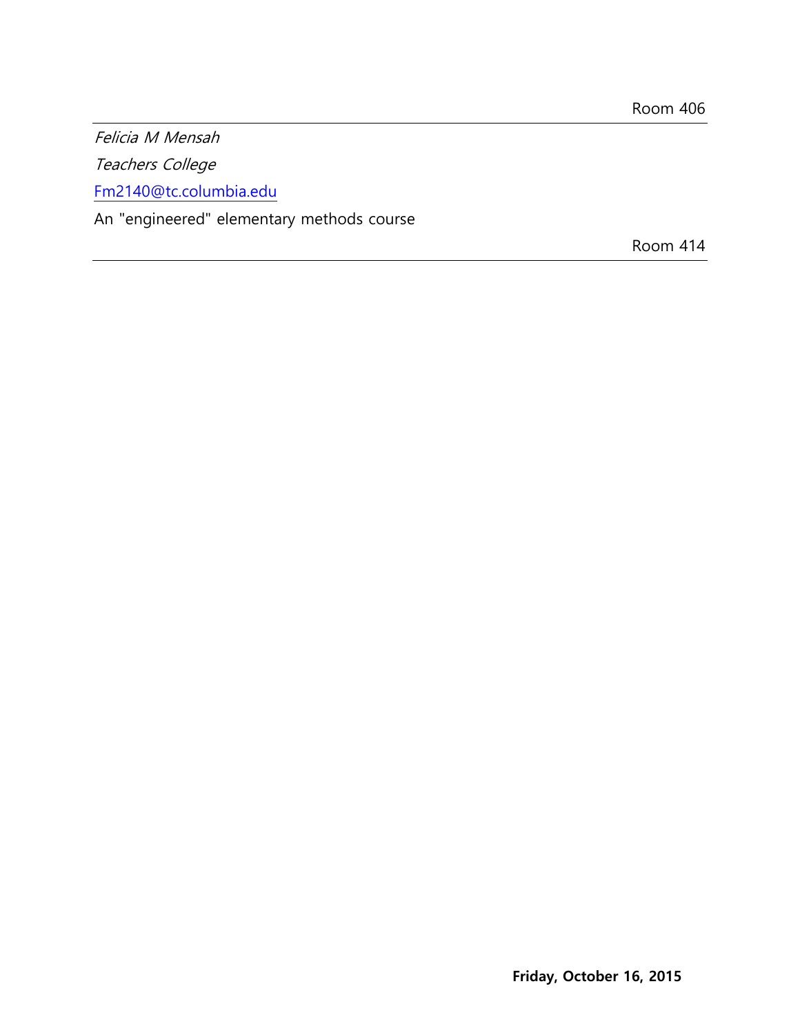Room 406

---

*Felicia M Mensah*

*Teachers College*

[Fm2140@tc.columbia.edu](mailto:Fm2140@tc.columbia.edu)

An "engineered" elementary methods course

Room 414

---

**Friday, October 16, 2015**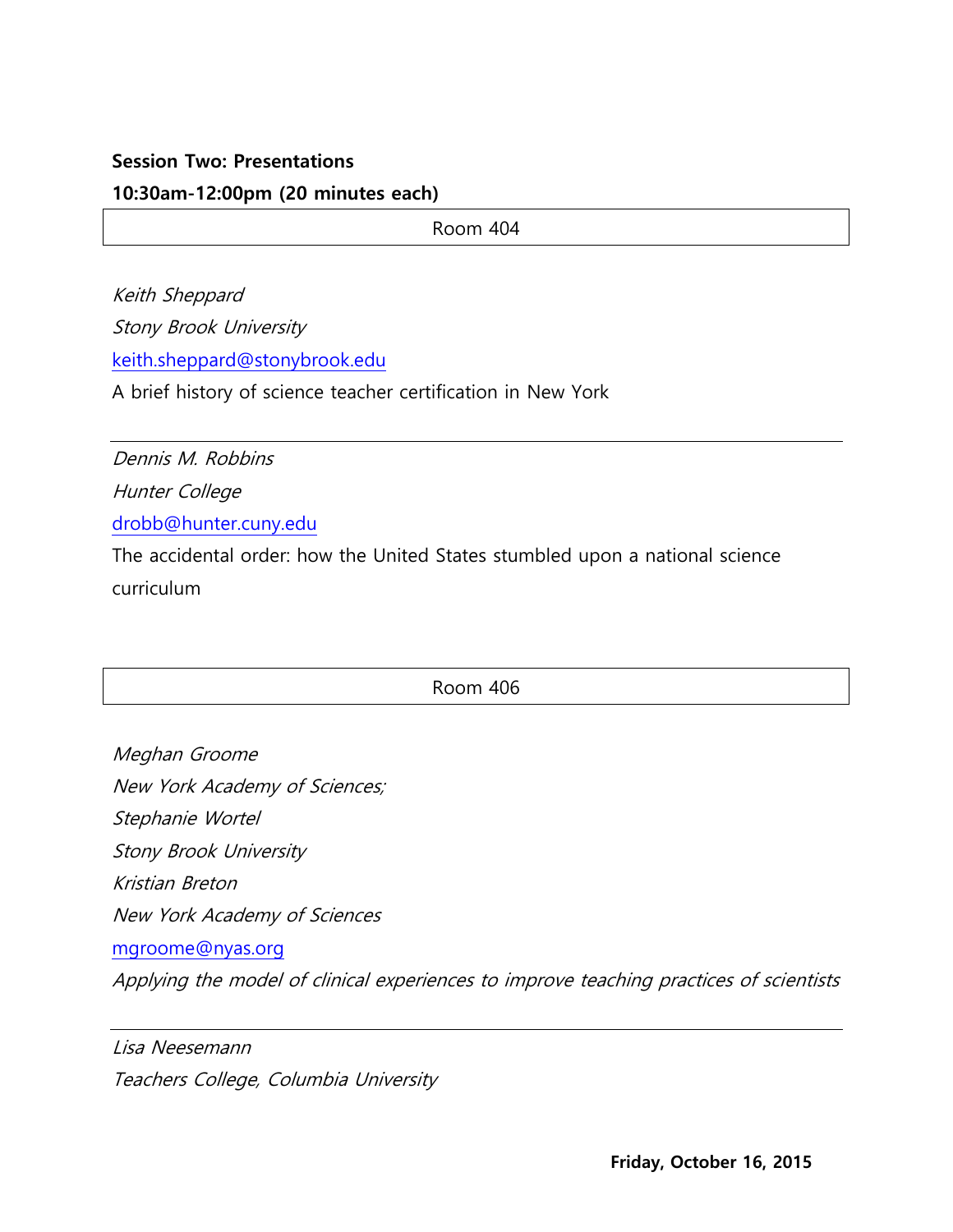**Session Two: Presentations**

**10:30am-12:00pm (20 minutes each)**

| Room 404 |
|---|

*Keith Sheppard*

*Stony Brook University*

keith.sheppard@stonybrook.edu

A brief history of science teacher certification in New York

---

*Dennis M. Robbins*

*Hunter College*

drobb@hunter.cuny.edu

The accidental order: how the United States stumbled upon a national science curriculum

| Room 406 |
|---|

*Meghan Groome*

*New York Academy of Sciences;*

*Stephanie Wortel*

*Stony Brook University*

*Kristian Breton*

*New York Academy of Sciences*

mgroome@nyas.org

*Applying the model of clinical experiences to improve teaching practices of scientists*

---

*Lisa Neesemann*

*Teachers College, Columbia University*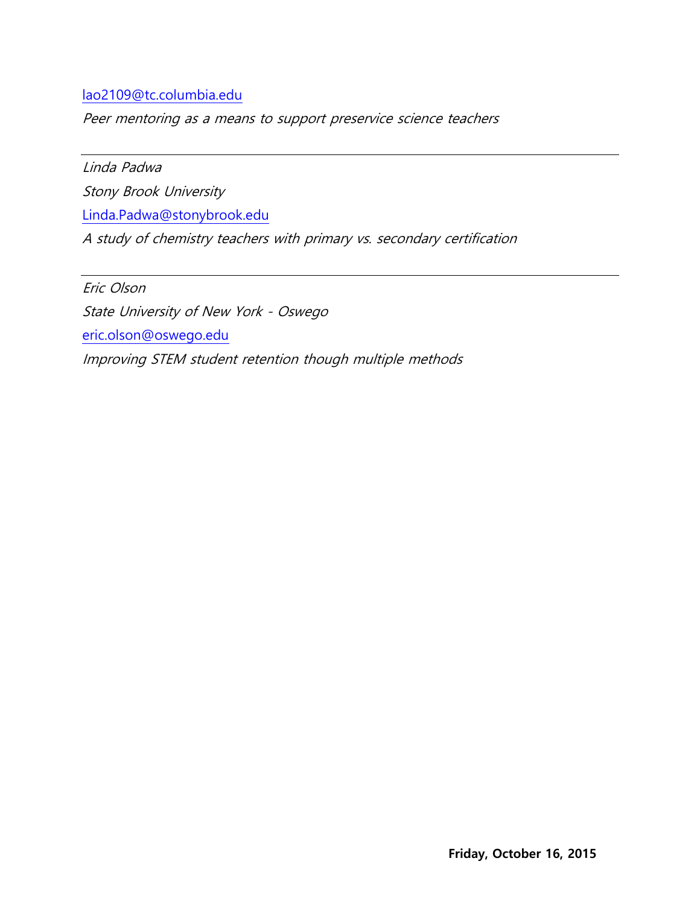[lao2109@tc.columbia.edu](mailto:lao2109@tc.columbia.edu)

*Peer mentoring as a means to support preservice science teachers*

---

*Linda Padwa*

*Stony Brook University*

[Linda.Padwa@stonybrook.edu](mailto:Linda.Padwa@stonybrook.edu)

*A study of chemistry teachers with primary vs. secondary certification*

---

*Eric Olson*

*State University of New York - Oswego*

[eric.olson@oswego.edu](mailto:eric.olson@oswego.edu)

*Improving STEM student retention though multiple methods*

**Friday, October 16, 2015**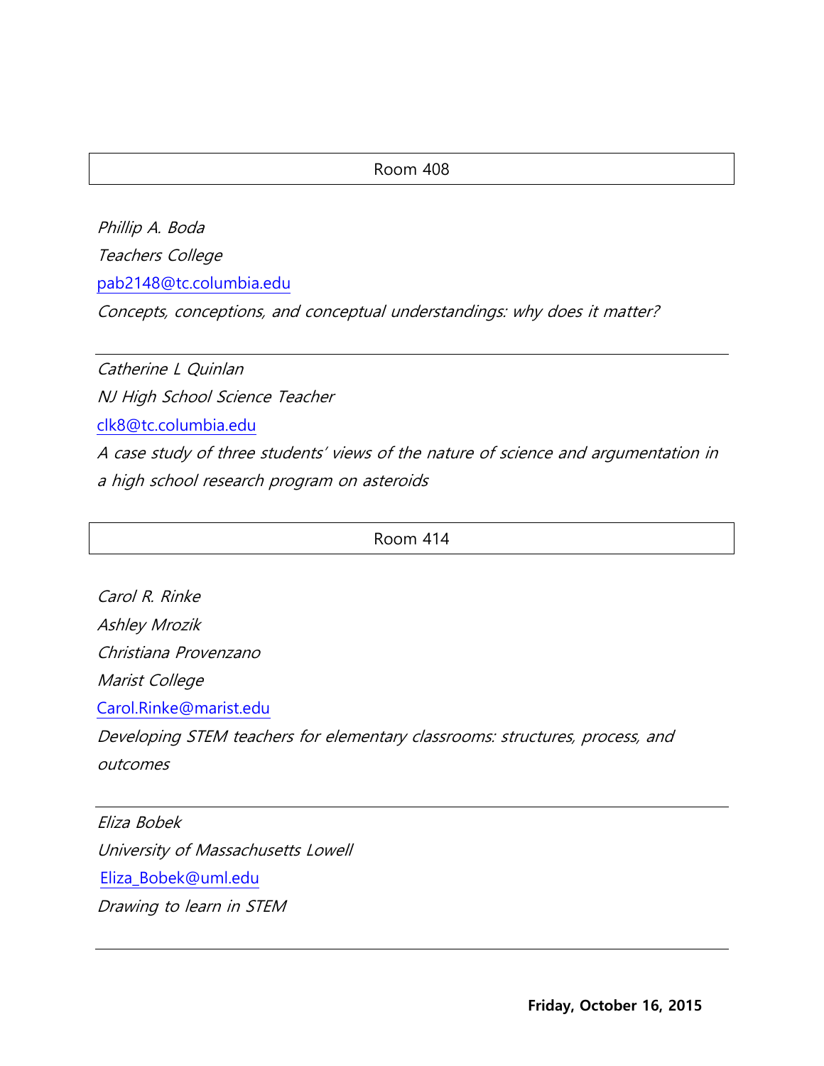## Room 408

*Phillip A. Boda*
*Teachers College*
pab2148@tc.columbia.edu
*Concepts, conceptions, and conceptual understandings: why does it matter?*

---

*Catherine L Quinlan*
*NJ High School Science Teacher*
clk8@tc.columbia.edu
*A case study of three students' views of the nature of science and argumentation in a high school research program on asteroids*

## Room 414

*Carol R. Rinke*
*Ashley Mrozik*
*Christiana Provenzano*
*Marist College*
Carol.Rinke@marist.edu
*Developing STEM teachers for elementary classrooms: structures, process, and outcomes*

---

*Eliza Bobek*
*University of Massachusetts Lowell*
Eliza_Bobek@uml.edu
*Drawing to learn in STEM*

---

**Friday, October 16, 2015**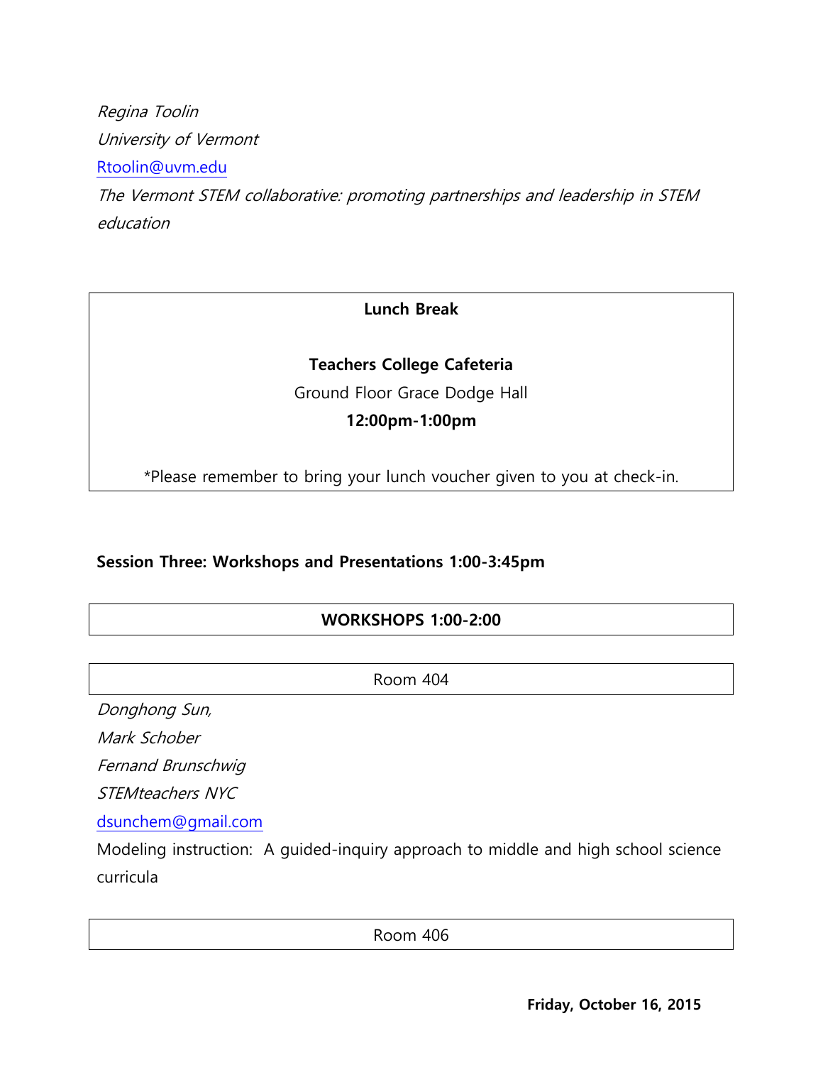*Regina Toolin*

*University of Vermont*

[Rtoolin@uvm.edu](mailto:Rtoolin@uvm.edu)

*The Vermont STEM collaborative: promoting partnerships and leadership in STEM education*

**Lunch Break**

**Teachers College Cafeteria**

Ground Floor Grace Dodge Hall

**12:00pm-1:00pm**

*Please remember to bring your lunch voucher given to you at check-in.

**Session Three: Workshops and Presentations 1:00-3:45pm**

**WORKSHOPS 1:00-2:00**

Room 404

*Donghong Sun,*

*Mark Schober*

*Fernand Brunschwig*

*STEMteachers NYC*

[dsunchem@gmail.com](mailto:dsunchem@gmail.com)

Modeling instruction: A guided-inquiry approach to middle and high school science curricula

Room 406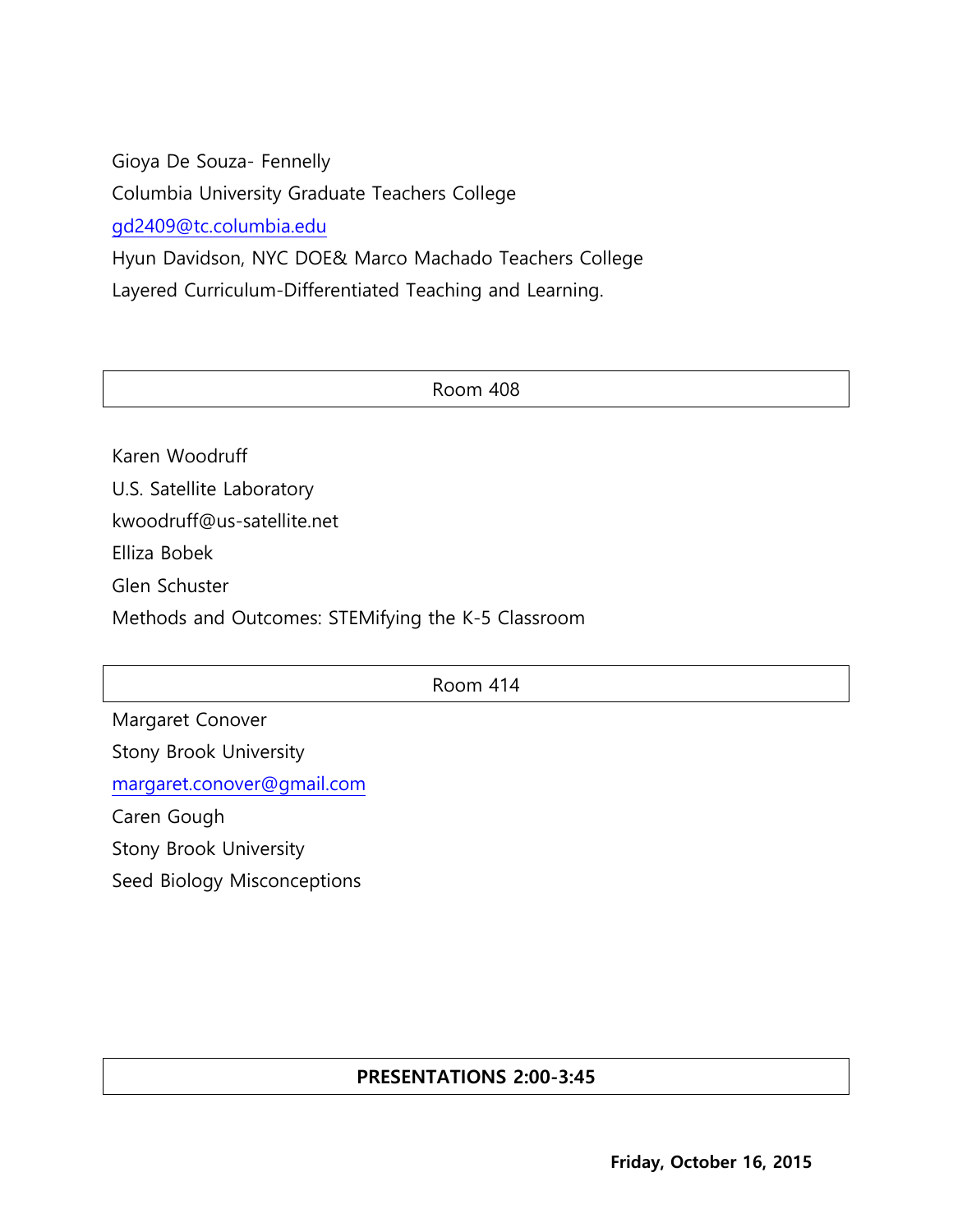Gioya De Souza- Fennelly

Columbia University Graduate Teachers College

gd2409@tc.columbia.edu

Hyun Davidson, NYC DOE& Marco Machado Teachers College

Layered Curriculum-Differentiated Teaching and Learning.

| Room 408 |
|---|

Karen Woodruff

U.S. Satellite Laboratory

kwoodruff@us-satellite.net

Elliza Bobek

Glen Schuster

Methods and Outcomes: STEMifying the K-5 Classroom

| Room 414 |
|---|

Margaret Conover

Stony Brook University

margaret.conover@gmail.com

Caren Gough

Stony Brook University

Seed Biology Misconceptions

| **PRESENTATIONS 2:00-3:45** |
|---|

**Friday, October 16, 2015**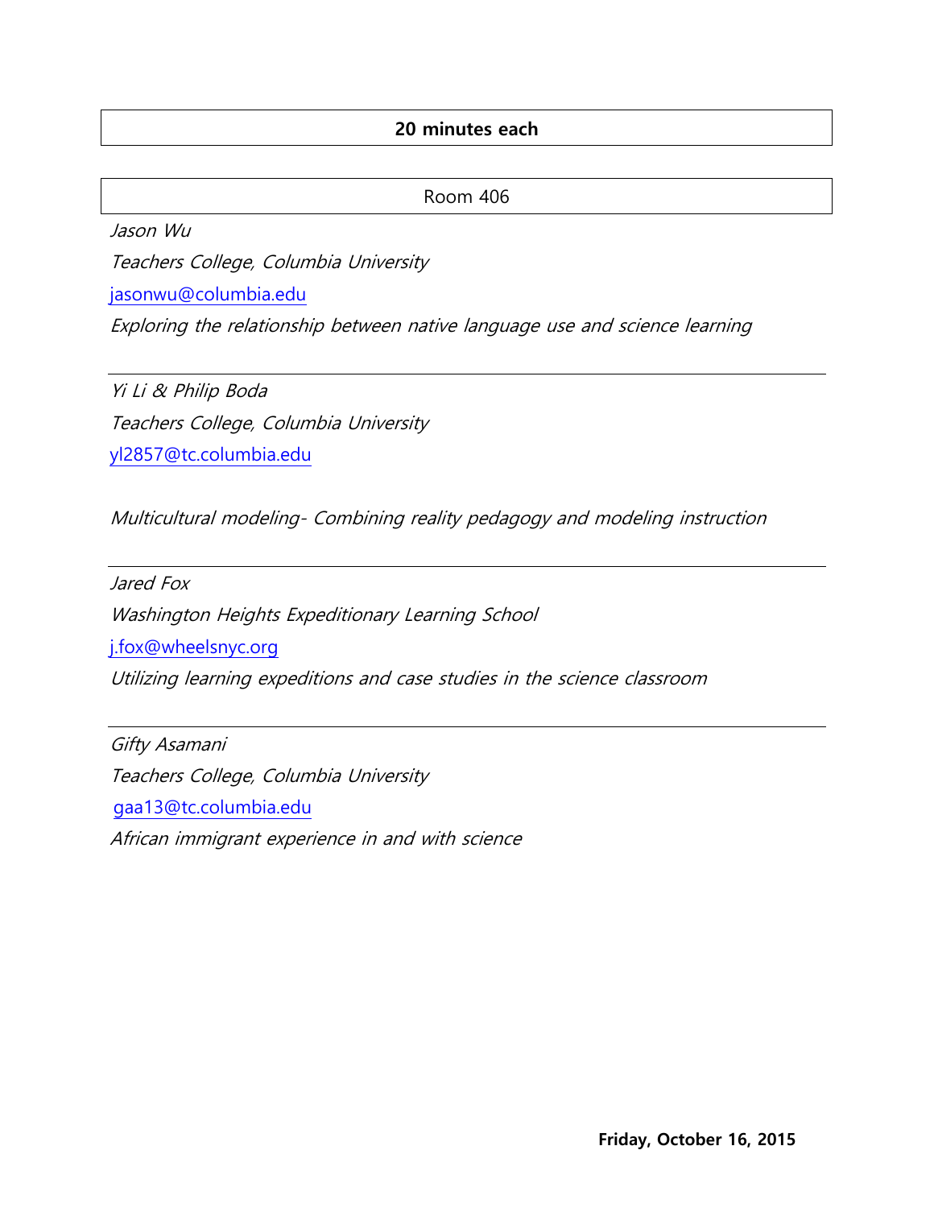**20 minutes each**

Room 406

*Jason Wu*

*Teachers College, Columbia University*

jasonwu@columbia.edu

*Exploring the relationship between native language use and science learning*

---

*Yi Li & Philip Boda*

*Teachers College, Columbia University*

yl2857@tc.columbia.edu

*Multicultural modeling- Combining reality pedagogy and modeling instruction*

---

*Jared Fox*

*Washington Heights Expeditionary Learning School*

j.fox@wheelsnyc.org

*Utilizing learning expeditions and case studies in the science classroom*

---

*Gifty Asamani*

*Teachers College, Columbia University*

gaa13@tc.columbia.edu

*African immigrant experience in and with science*

**Friday, October 16, 2015**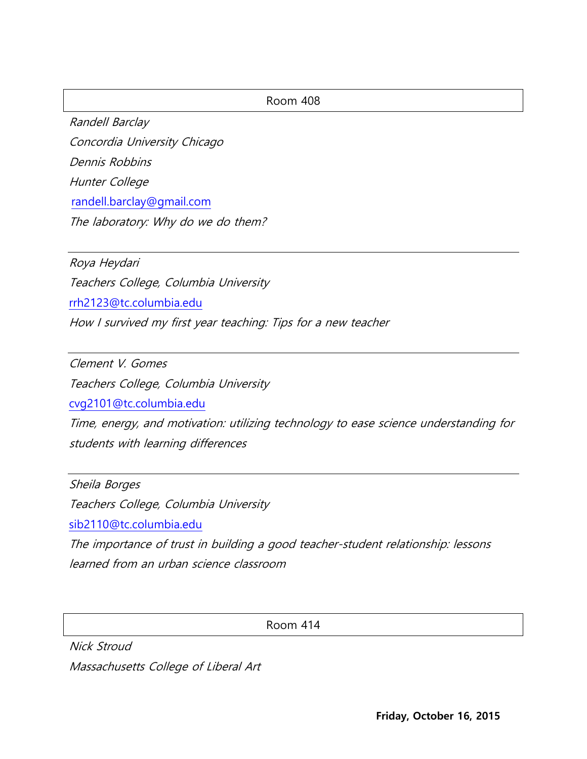## Room 408

*Randell Barclay*
*Concordia University Chicago*
*Dennis Robbins*
*Hunter College*
randell.barclay@gmail.com
*The laboratory: Why do we do them?*

---

*Roya Heydari*
*Teachers College, Columbia University*
rrh2123@tc.columbia.edu
*How I survived my first year teaching: Tips for a new teacher*

---

*Clement V. Gomes*
*Teachers College, Columbia University*
cvg2101@tc.columbia.edu
*Time, energy, and motivation: utilizing technology to ease science understanding for students with learning differences*

---

*Sheila Borges*
*Teachers College, Columbia University*
sib2110@tc.columbia.edu
*The importance of trust in building a good teacher-student relationship: lessons learned from an urban science classroom*

## Room 414

*Nick Stroud*
*Massachusetts College of Liberal Art*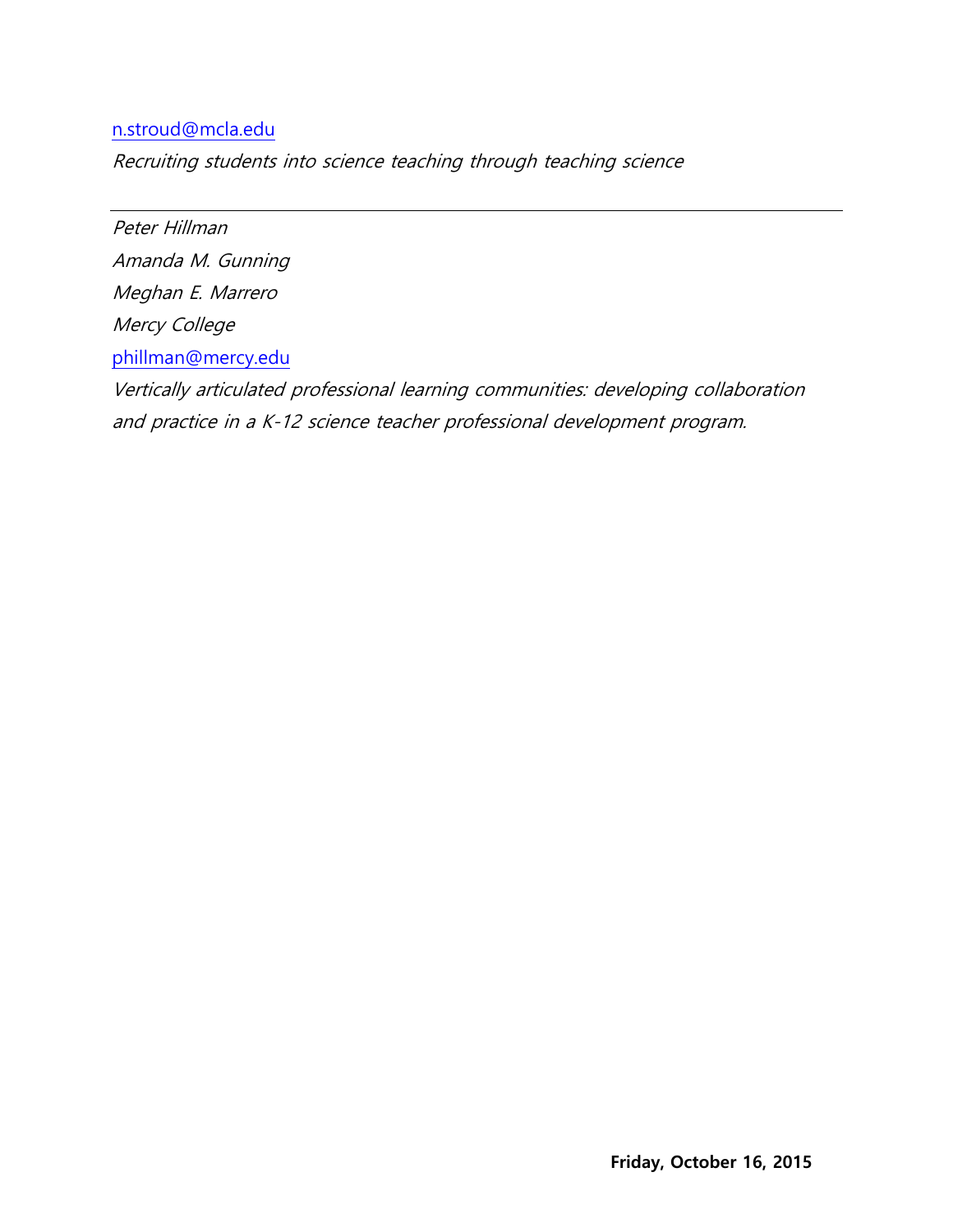n.stroud@mcla.edu

*Recruiting students into science teaching through teaching science*

---

*Peter Hillman*

*Amanda M. Gunning*

*Meghan E. Marrero*

*Mercy College*

phillman@mercy.edu

*Vertically articulated professional learning communities: developing collaboration and practice in a K-12 science teacher professional development program.*

**Friday, October 16, 2015**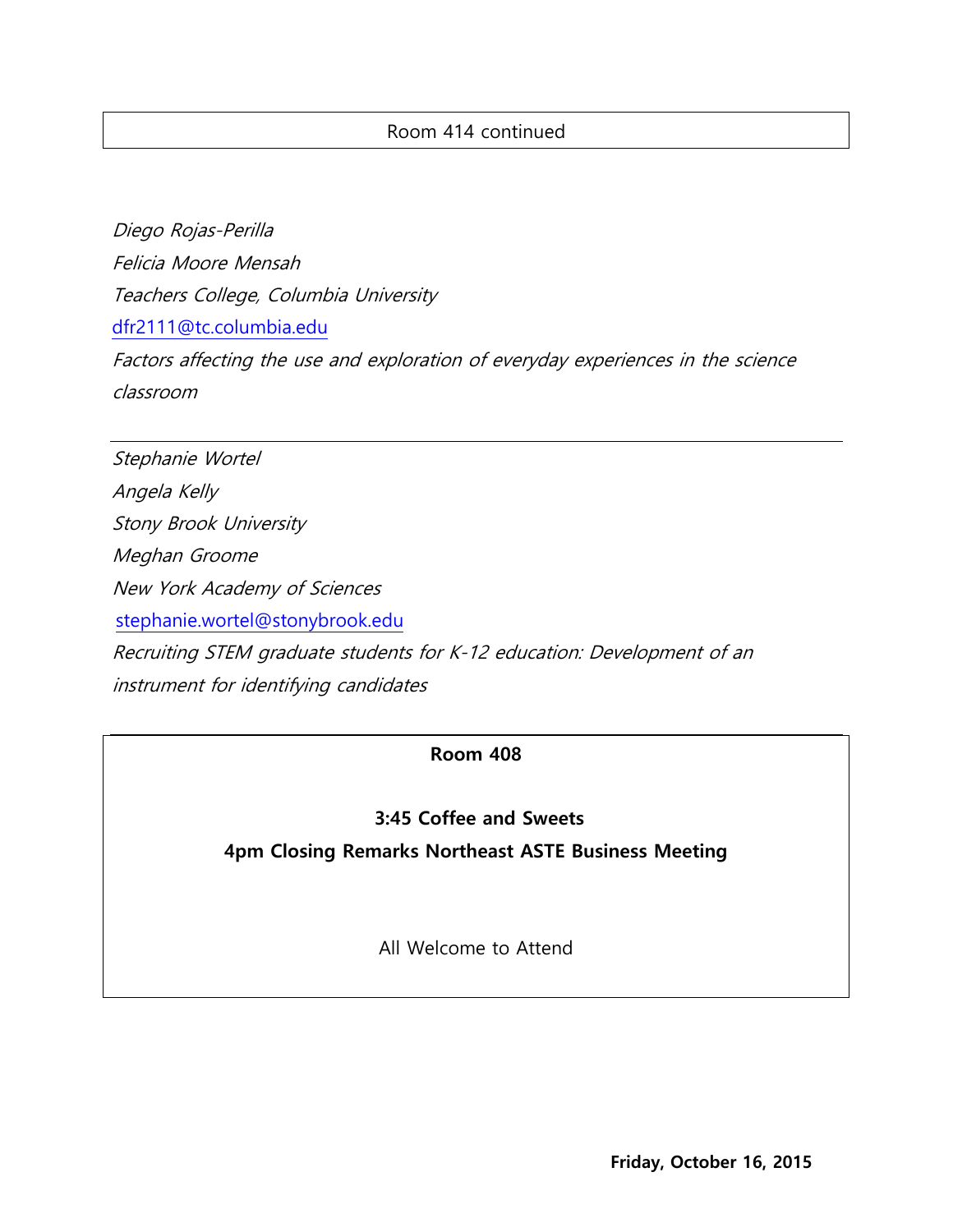Room 414 continued

*Diego Rojas-Perilla*
*Felicia Moore Mensah*
*Teachers College, Columbia University*
dfr2111@tc.columbia.edu
*Factors affecting the use and exploration of everyday experiences in the science classroom*

---

*Stephanie Wortel*
*Angela Kelly*
*Stony Brook University*
*Meghan Groome*
*New York Academy of Sciences*
stephanie.wortel@stonybrook.edu
*Recruiting STEM graduate students for K-12 education: Development of an instrument for identifying candidates*

---

**Room 408**

**3:45 Coffee and Sweets**

**4pm Closing Remarks Northeast ASTE Business Meeting**

All Welcome to Attend

**Friday, October 16, 2015**